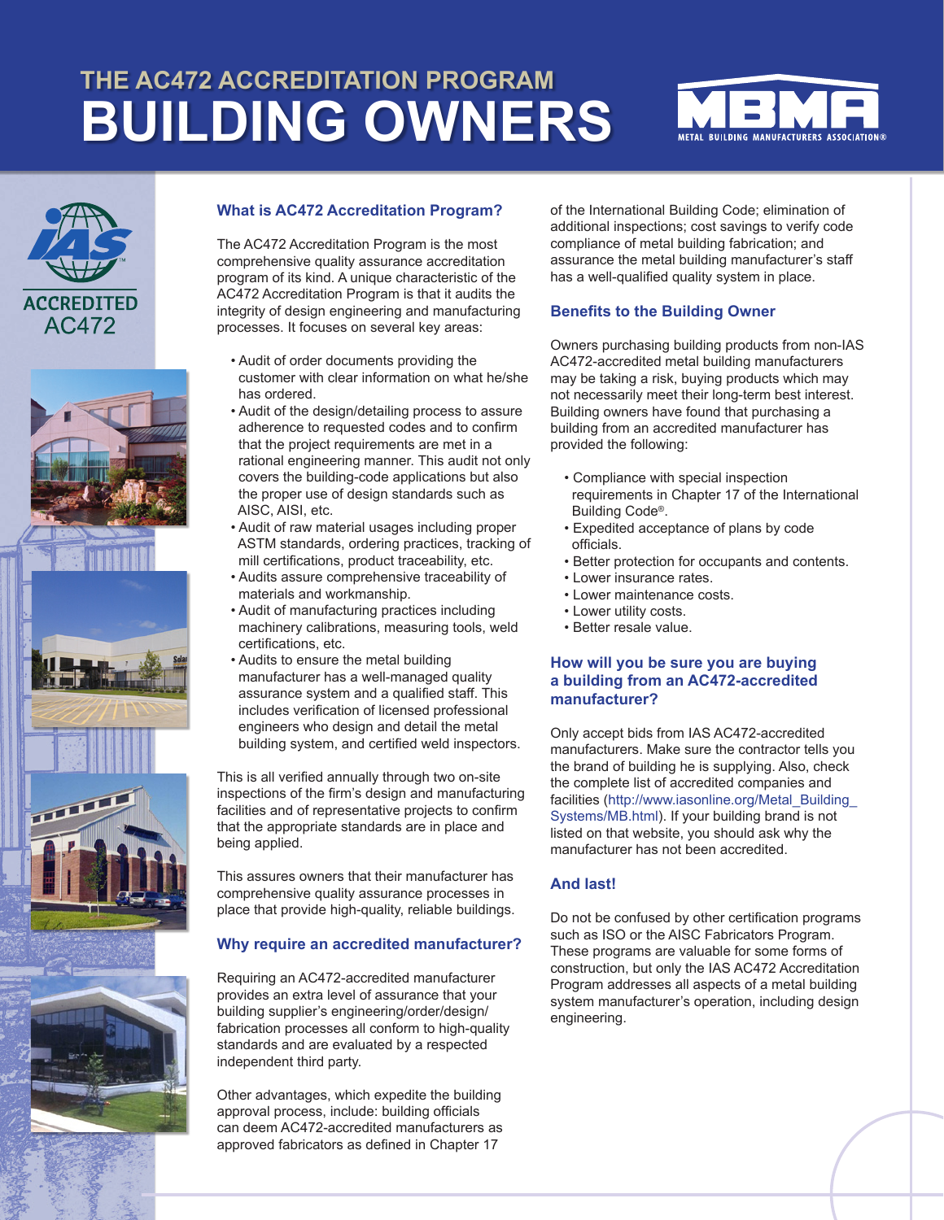# THE AC472 ACCREDITATION PROGRAM

# BUILDING OWNERS

ACCREDITED AC472

## What is AC472 Accreditation Program?

The AC472 Accreditation Program is the most comprehensive quality assurance accreditation program of its kind. A unique characteristic of the AC472 Accreditation Program is that it audits the integrity of design engineering and manufacturing processes. It focuses on several key areas:

- Audit of order documents providing the customer with clear information on what he/she has ordered.
- Audit of the design/detailing process to assure adherence to requested codes and to confirm that the project requirements are met in a rational engineering manner. This audit not only covers the building-code applications but also the proper use of design standards such as AISC, AISI, etc.
- Audit of raw material usages including proper ASTM standards, ordering practices, tracking of mill certifications, product traceability, etc.
- Audits assure comprehensive traceability of materials and workmanship.
- Audit of manufacturing practices including machinery calibrations, measuring tools, weld certifications, etc.
- Audits to ensure the metal building manufacturer has a well-managed quality assurance system and a qualified staff. This includes verification of licensed professional engineers who design and detail the metal building system, and certified weld inspectors.

This is all verified annually through two on-site inspections of the firm's design and manufacturing facilities and of representative projects to confirm that the appropriate standards are in place and being applied.

This assures owners that their manufacturer has comprehensive quality assurance processes in place that provide high-quality, reliable buildings.

## Why require an accredited manufacturer?

Requiring an AC472-accredited manufacturer provides an extra level of assurance that your building supplier's engineering/order/design/fabrication processes all conform to high-quality standards and are evaluated by a respected independent third party.

Other advantages, which expedite the building approval process, include: building officials can deem AC472-accredited manufacturers as approved fabricators as defined in Chapter 17 of the International Building Code; elimination of additional inspections; cost savings to verify code compliance of metal building fabrication; and assurance the metal building manufacturer's staff has a well-qualified quality system in place.

## Benefits to the Building Owner

Owners purchasing building products from non-IAS AC472-accredited metal building manufacturers may be taking a risk, buying products which may not necessarily meet their long-term best interest. Building owners have found that purchasing a building from an accredited manufacturer has provided the following:

- Compliance with special inspection requirements in Chapter 17 of the International Building Code®.
- Expedited acceptance of plans by code officials.
- Better protection for occupants and contents.
- Lower insurance rates.
- Lower maintenance costs.
- Lower utility costs.
- Better resale value.

## How will you be sure you are buying a building from an AC472-accredited manufacturer?

Only accept bids from IAS AC472-accredited manufacturers. Make sure the contractor tells you the brand of building he is supplying. Also, check the complete list of accredited companies and facilities (http://www.iasonline.org/Metal_Building_Systems/MB.html). If your building brand is not listed on that website, you should ask why the manufacturer has not been accredited.

## And last!

Do not be confused by other certification programs such as ISO or the AISC Fabricators Program. These programs are valuable for some forms of construction, but only the IAS AC472 Accreditation Program addresses all aspects of a metal building system manufacturer's operation, including design engineering.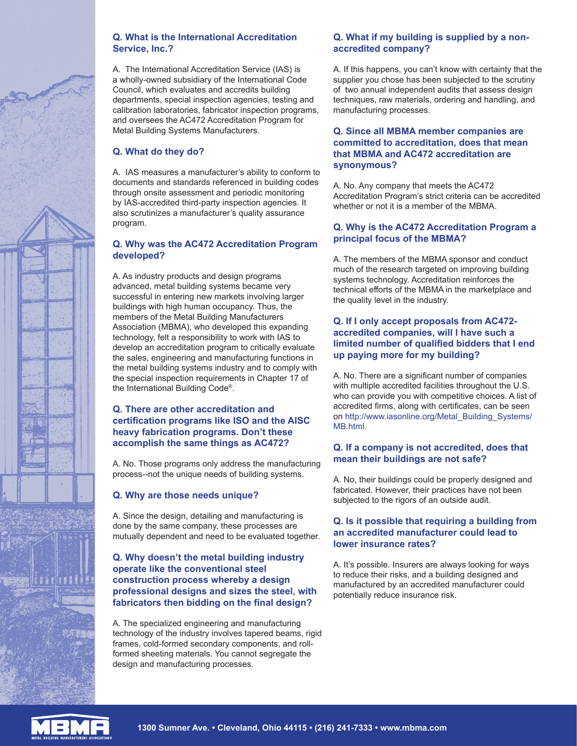### Q. What is the International Accreditation Service, Inc.?

A. The International Accreditation Service (IAS) is a wholly-owned subsidiary of the International Code Council, which evaluates and accredits building departments, special inspection agencies, testing and calibration laboratories, fabricator inspection programs, and oversees the AC472 Accreditation Program for Metal Building Systems Manufacturers.

### Q. What do they do?

A. IAS measures a manufacturer's ability to conform to documents and standards referenced in building codes through onsite assessment and periodic monitoring by IAS-accredited third-party inspection agencies. It also scrutinizes a manufacturer's quality assurance program.

### Q. Why was the AC472 Accreditation Program developed?

A. As industry products and design programs advanced, metal building systems became very successful in entering new markets involving larger buildings with high human occupancy. Thus, the members of the Metal Building Manufacturers Association (MBMA), who developed this expanding technology, felt a responsibility to work with IAS to develop an accreditation program to critically evaluate the sales, engineering and manufacturing functions in the metal building systems industry and to comply with the special inspection requirements in Chapter 17 of the International Building Code®.

### Q. There are other accreditation and certification programs like ISO and the AISC heavy fabrication programs. Don't these accomplish the same things as AC472?

A. No. Those programs only address the manufacturing process--not the unique needs of building systems.

### Q. Why are those needs unique?

A. Since the design, detailing and manufacturing is done by the same company, these processes are mutually dependent and need to be evaluated together.

### Q. Why doesn't the metal building industry operate like the conventional steel construction process whereby a design professional designs and sizes the steel, with fabricators then bidding on the final design?

A. The specialized engineering and manufacturing technology of the industry involves tapered beams, rigid frames, cold-formed secondary components, and roll-formed sheeting materials. You cannot segregate the design and manufacturing processes.

### Q. What if my building is supplied by a non-accredited company?

A. If this happens, you can't know with certainty that the supplier you chose has been subjected to the scrutiny of two annual independent audits that assess design techniques, raw materials, ordering and handling, and manufacturing processes.

### Q. Since all MBMA member companies are committed to accreditation, does that mean that MBMA and AC472 accreditation are synonymous?

A. No. Any company that meets the AC472 Accreditation Program's strict criteria can be accredited whether or not it is a member of the MBMA.

### Q. Why is the AC472 Accreditation Program a principal focus of the MBMA?

A. The members of the MBMA sponsor and conduct much of the research targeted on improving building systems technology. Accreditation reinforces the technical efforts of the MBMA in the marketplace and the quality level in the industry.

### Q. If I only accept proposals from AC472-accredited companies, will I have such a limited number of qualified bidders that I end up paying more for my building?

A. No. There are a significant number of companies with multiple accredited facilities throughout the U.S. who can provide you with competitive choices. A list of accredited firms, along with certificates, can be seen on http://www.iasonline.org/Metal_Building_Systems/MB.html.

### Q. If a company is not accredited, does that mean their buildings are not safe?

A. No, their buildings could be properly designed and fabricated. However, their practices have not been subjected to the rigors of an outside audit.

### Q. Is it possible that requiring a building from an accredited manufacturer could lead to lower insurance rates?

A. It's possible. Insurers are always looking for ways to reduce their risks, and a building designed and manufactured by an accredited manufacturer could potentially reduce insurance risk.

MBMA — METAL BUILDING MANUFACTURERS ASSOCIATION®

1300 Sumner Ave. • Cleveland, Ohio 44115 • (216) 241-7333 • www.mbma.com